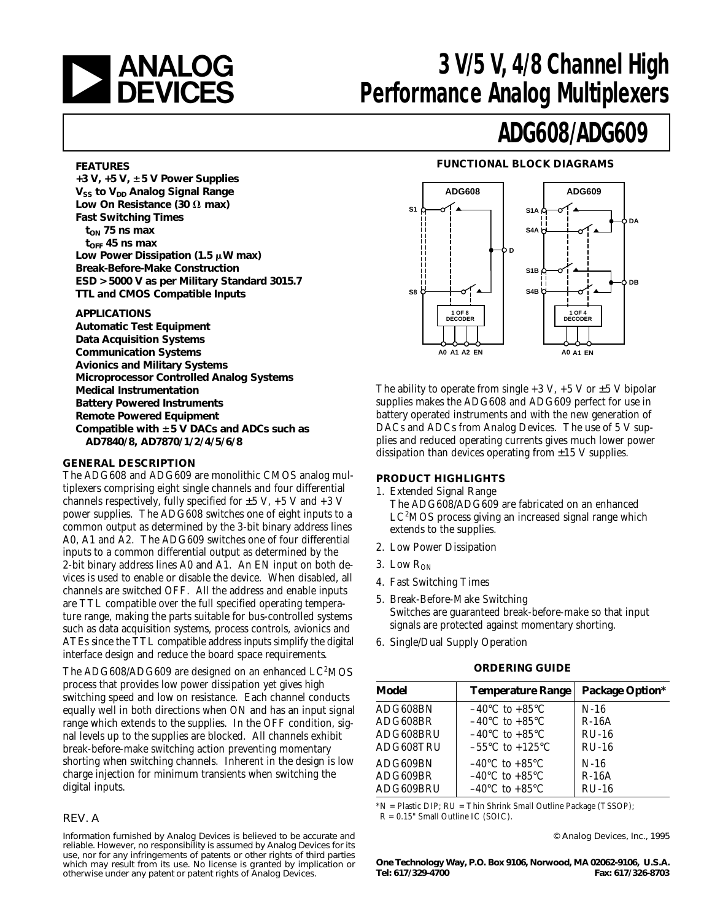# 3 V/5 V, 4/8 Channel High Performance Analog Multiplexers

# ADG608/ADG609

### FEATURES

**+3 V, +5 V, ±5 V Power Supplies**
**$V_{SS}$ to $V_{DD}$ Analog Signal Range**
**Low On Resistance (30 Ω max)**
**Fast Switching Times**
**$t_{ON}$ 75 ns max**
**$t_{OFF}$ 45 ns max**
**Low Power Dissipation (1.5 µW max)**
**Break-Before-Make Construction**
**ESD > 5000 V as per Military Standard 3015.7**
**TTL and CMOS Compatible Inputs**

### APPLICATIONS

**Automatic Test Equipment**
**Data Acquisition Systems**
**Communication Systems**
**Avionics and Military Systems**
**Microprocessor Controlled Analog Systems**
**Medical Instrumentation**
**Battery Powered Instruments**
**Remote Powered Equipment**
**Compatible with ± 5 V DACs and ADCs such as AD7840/8, AD7870/1/2/4/5/6/8**

### FUNCTIONAL BLOCK DIAGRAMS

### GENERAL DESCRIPTION

The ADG608 and ADG609 are monolithic CMOS analog multiplexers comprising eight single channels and four differential channels respectively, fully specified for ±5 V, +5 V and +3 V power supplies. The ADG608 switches one of eight inputs to a common output as determined by the 3-bit binary address lines A0, A1 and A2. The ADG609 switches one of four differential inputs to a common differential output as determined by the 2-bit binary address lines A0 and A1. An EN input on both devices is used to enable or disable the device. When disabled, all channels are switched OFF. All the address and enable inputs are TTL compatible over the full specified operating temperature range, making the parts suitable for bus-controlled systems such as data acquisition systems, process controls, avionics and ATEs since the TTL compatible address inputs simplify the digital interface design and reduce the board space requirements.

The ADG608/ADG609 are designed on an enhanced $LC^2MOS$ process that provides low power dissipation yet gives high switching speed and low on resistance. Each channel conducts equally well in both directions when ON and has an input signal range which extends to the supplies. In the OFF condition, signal levels up to the supplies are blocked. All channels exhibit break-before-make switching action preventing momentary shorting when switching channels. Inherent in the design is low charge injection for minimum transients when switching the digital inputs.

The ability to operate from single +3 V, +5 V or ±5 V bipolar supplies makes the ADG608 and ADG609 perfect for use in battery operated instruments and with the new generation of DACs and ADCs from Analog Devices. The use of 5 V supplies and reduced operating currents gives much lower power dissipation than devices operating from ±15 V supplies.

### PRODUCT HIGHLIGHTS

1. Extended Signal Range
   The ADG608/ADG609 are fabricated on an enhanced $LC^2MOS$ process giving an increased signal range which extends to the supplies.
2. Low Power Dissipation
3. Low $R_{ON}$
4. Fast Switching Times
5. Break-Before-Make Switching
   Switches are guaranteed break-before-make so that input signals are protected against momentary shorting.
6. Single/Dual Supply Operation

### ORDERING GUIDE

| Model | Temperature Range | Package Option* |
|---|---|---|
| ADG608BN | –40°C to +85°C | N-16 |
| ADG608BR | –40°C to +85°C | R-16A |
| ADG608BRU | –40°C to +85°C | RU-16 |
| ADG608TRU | –55°C to +125°C | RU-16 |
| ADG609BN | –40°C to +85°C | N-16 |
| ADG609BR | –40°C to +85°C | R-16A |
| ADG609BRU | –40°C to +85°C | RU-16 |

*N = Plastic DIP; RU = Thin Shrink Small Outline Package (TSSOP); R = 0.15" Small Outline IC (SOIC).

REV. A

Information furnished by Analog Devices is believed to be accurate and reliable. However, no responsibility is assumed by Analog Devices for its use, nor for any infringements of patents or other rights of third parties which may result from its use. No license is granted by implication or otherwise under any patent or patent rights of Analog Devices.

© Analog Devices, Inc., 1995

**One Technology Way, P.O. Box 9106, Norwood, MA 02062-9106, U.S.A.**
**Tel: 617/329-4700 Fax: 617/326-8703**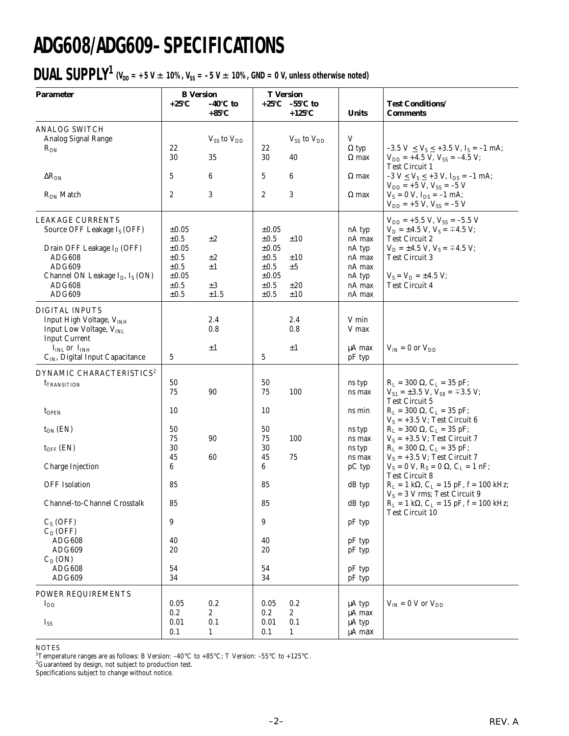# ADG608/ADG609–SPECIFICATIONS

## DUAL SUPPLY[1] ($V_{DD}$ = +5 V ± 10%, $V_{SS}$ = –5 V ± 10%, GND = 0 V, unless otherwise noted)

| Parameter | B Version +25°C | B Version –40°C to +85°C | T Version +25°C | T Version –55°C to +125°C | Units | Test Conditions/ Comments |
|---|---|---|---|---|---|---|
| **ANALOG SWITCH** | | | | | | |
| Analog Signal Range | | $V_{SS}$ to $V_{DD}$ | | $V_{SS}$ to $V_{DD}$ | V | |
| $R_{ON}$ | 22 | | 22 | | Ω typ | –3.5 V ≤ $V_S$ ≤ +3.5 V, $I_S$ = –1 mA; |
| | 30 | 35 | 30 | 40 | Ω max | $V_{DD}$ = +4.5 V, $V_{SS}$ = –4.5 V; Test Circuit 1 |
| $\Delta R_{ON}$ | 5 | 6 | 5 | 6 | Ω max | –3 V ≤ $V_S$ ≤ +3 V, $I_{DS}$ = –1 mA; $V_{DD}$ = +5 V, $V_{SS}$ = –5 V |
| $R_{ON}$ Match | 2 | 3 | 2 | 3 | Ω max | $V_S$ = 0 V, $I_{DS}$ = –1 mA; $V_{DD}$ = +5 V, $V_{SS}$ = –5 V |
| **LEAKAGE CURRENTS** | | | | | | $V_{DD}$ = +5.5 V, $V_{SS}$ = –5.5 V |
| Source OFF Leakage $I_S$ (OFF) | ±0.05 | | ±0.05 | | nA typ | $V_D$ = ±4.5 V, $V_S$ = ∓4.5 V; |
| | ±0.5 | ±2 | ±0.5 | ±10 | nA max | Test Circuit 2 |
| Drain OFF Leakage $I_D$ (OFF) | ±0.05 | | ±0.05 | | nA typ | $V_D$ = ±4.5 V, $V_S$ = ∓4.5 V; |
| ADG608 | ±0.5 | ±2 | ±0.5 | ±10 | nA max | Test Circuit 3 |
| ADG609 | ±0.5 | ±1 | ±0.5 | ±5 | nA max | |
| Channel ON Leakage $I_D$, $I_S$ (ON) | ±0.05 | | ±0.05 | | nA typ | $V_S$ = $V_D$ = ±4.5 V; |
| ADG608 | ±0.5 | ±3 | ±0.5 | ±20 | nA max | Test Circuit 4 |
| ADG609 | ±0.5 | ±1.5 | ±0.5 | ±10 | nA max | |
| **DIGITAL INPUTS** | | | | | | |
| Input High Voltage, $V_{INH}$ | | 2.4 | | 2.4 | V min | |
| Input Low Voltage, $V_{INL}$ | | 0.8 | | 0.8 | V max | |
| Input Current | | | | | | |
| $I_{INL}$ or $I_{INH}$ | | ±1 | | ±1 | μA max | $V_{IN}$ = 0 or $V_{DD}$ |
| $C_{IN}$, Digital Input Capacitance | 5 | | 5 | | pF typ | |
| **DYNAMIC CHARACTERISTICS[2]** | | | | | | |
| $t_{TRANSITION}$ | 50 | | 50 | | ns typ | $R_L$ = 300 Ω, $C_L$ = 35 pF; |
| | 75 | 90 | 75 | 100 | ns max | $V_{S1}$ = ±3.5 V, $V_{S8}$ = ∓3.5 V; Test Circuit 5 |
| $t_{OPEN}$ | 10 | | 10 | | ns min | $R_L$ = 300 Ω, $C_L$ = 35 pF; $V_S$ = +3.5 V; Test Circuit 6 |
| $t_{ON}$ (EN) | 50 | | 50 | | ns typ | $R_L$ = 300 Ω, $C_L$ = 35 pF; |
| | 75 | 90 | 75 | 100 | ns max | $V_S$ = +3.5 V; Test Circuit 7 |
| $t_{OFF}$ (EN) | 30 | | 30 | | ns typ | $R_L$ = 300 Ω, $C_L$ = 35 pF; |
| | 45 | 60 | 45 | 75 | ns max | $V_S$ = +3.5 V; Test Circuit 7 |
| Charge Injection | 6 | | 6 | | pC typ | $V_S$ = 0 V, $R_S$ = 0 Ω, $C_L$ = 1 nF; Test Circuit 8 |
| OFF Isolation | 85 | | 85 | | dB typ | $R_L$ = 1 kΩ, $C_L$ = 15 pF, f = 100 kHz; $V_S$ = 3 V rms; Test Circuit 9 |
| Channel-to-Channel Crosstalk | 85 | | 85 | | dB typ | $R_L$ = 1 kΩ, $C_L$ = 15 pF, f = 100 kHz; Test Circuit 10 |
| $C_S$ (OFF) | 9 | | 9 | | pF typ | |
| $C_D$ (OFF) | | | | | | |
| ADG608 | 40 | | 40 | | pF typ | |
| ADG609 | 20 | | 20 | | pF typ | |
| $C_D$ (ON) | | | | | | |
| ADG608 | 54 | | 54 | | pF typ | |
| ADG609 | 34 | | 34 | | pF typ | |
| **POWER REQUIREMENTS** | | | | | | |
| $I_{DD}$ | 0.05 | 0.2 | 0.05 | 0.2 | μA typ | $V_{IN}$ = 0 V or $V_{DD}$ |
| | 0.2 | 2 | 0.2 | 2 | μA max | |
| $I_{SS}$ | 0.01 | 0.1 | 0.01 | 0.1 | μA typ | |
| | 0.1 | 1 | 0.1 | 1 | μA max | |

NOTES

[1]Temperature ranges are as follows: B Version: –40°C to +85°C; T Version: –55°C to +125°C.

[2]Guaranteed by design, not subject to production test.

Specifications subject to change without notice.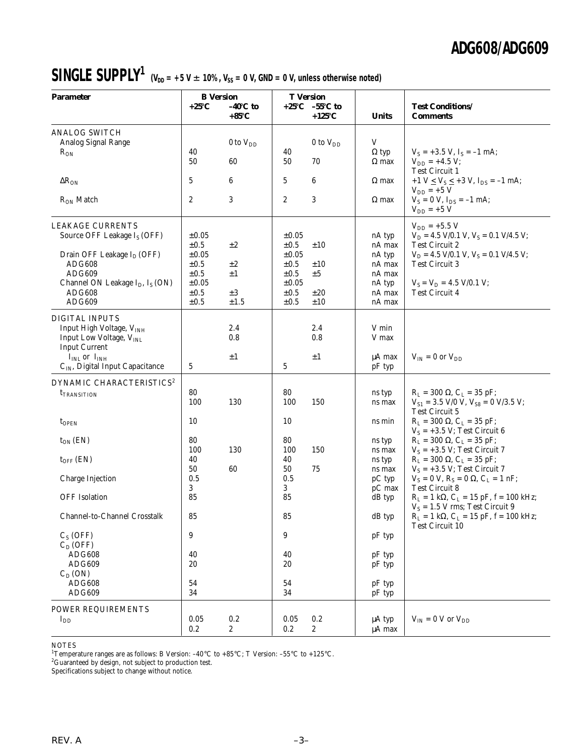## SINGLE SUPPLY[1] ($V_{DD}$ = +5 V ± 10%, $V_{SS}$ = 0 V, GND = 0 V, unless otherwise noted)

| Parameter | B Version +25°C | B Version –40°C to +85°C | T Version +25°C | T Version –55°C to +125°C | Units | Test Conditions/ Comments |
|---|---|---|---|---|---|---|
| **ANALOG SWITCH** | | | | | | |
| Analog Signal Range | | 0 to $V_{DD}$ | | 0 to $V_{DD}$ | V | |
| $R_{ON}$ | 40 | | 40 | | Ω typ | $V_S$ = +3.5 V, $I_S$ = –1 mA; |
| | 50 | 60 | 50 | 70 | Ω max | $V_{DD}$ = +4.5 V; Test Circuit 1 |
| $\Delta R_{ON}$ | 5 | 6 | 5 | 6 | Ω max | +1 V ≤ $V_S$ ≤ +3 V, $I_{DS}$ = –1 mA; $V_{DD}$ = +5 V |
| $R_{ON}$ Match | 2 | 3 | 2 | 3 | Ω max | $V_S$ = 0 V, $I_{DS}$ = –1 mA; $V_{DD}$ = +5 V |
| **LEAKAGE CURRENTS** | | | | | | $V_{DD}$ = +5.5 V |
| Source OFF Leakage $I_S$ (OFF) | ±0.05 | | ±0.05 | | nA typ | $V_D$ = 4.5 V/0.1 V, $V_S$ = 0.1 V/4.5 V; |
| | ±0.5 | ±2 | ±0.5 | ±10 | nA max | Test Circuit 2 |
| Drain OFF Leakage $I_D$ (OFF) | ±0.05 | | ±0.05 | | nA typ | $V_D$ = 4.5 V/0.1 V, $V_S$ = 0.1 V/4.5 V; |
| ADG608 | ±0.5 | ±2 | ±0.5 | ±10 | nA max | Test Circuit 3 |
| ADG609 | ±0.5 | ±1 | ±0.5 | ±5 | nA max | |
| Channel ON Leakage $I_D$, $I_S$ (ON) | ±0.05 | | ±0.05 | | nA typ | $V_S$ = $V_D$ = 4.5 V/0.1 V; |
| ADG608 | ±0.5 | ±3 | ±0.5 | ±20 | nA max | Test Circuit 4 |
| ADG609 | ±0.5 | ±1.5 | ±0.5 | ±10 | nA max | |
| **DIGITAL INPUTS** | | | | | | |
| Input High Voltage, $V_{INH}$ | | 2.4 | | 2.4 | V min | |
| Input Low Voltage, $V_{INL}$ | | 0.8 | | 0.8 | V max | |
| Input Current | | | | | | |
| $I_{INL}$ or $I_{INH}$ | | ±1 | | ±1 | µA max | $V_{IN}$ = 0 or $V_{DD}$ |
| $C_{IN}$, Digital Input Capacitance | 5 | | 5 | | pF typ | |
| **DYNAMIC CHARACTERISTICS**[2] | | | | | | |
| $t_{TRANSITION}$ | 80 | | 80 | | ns typ | $R_L$ = 300 Ω, $C_L$ = 35 pF; |
| | 100 | 130 | 100 | 150 | ns max | $V_{S1}$ = 3.5 V/0 V, $V_{S8}$ = 0 V/3.5 V; Test Circuit 5 |
| $t_{OPEN}$ | 10 | | 10 | | ns min | $R_L$ = 300 Ω, $C_L$ = 35 pF; $V_S$ = +3.5 V; Test Circuit 6 |
| $t_{ON}$ (EN) | 80 | | 80 | | ns typ | $R_L$ = 300 Ω, $C_L$ = 35 pF; |
| | 100 | 130 | 100 | 150 | ns max | $V_S$ = +3.5 V; Test Circuit 7 |
| $t_{OFF}$ (EN) | 40 | | 40 | | ns typ | $R_L$ = 300 Ω, $C_L$ = 35 pF; |
| | 50 | 60 | 50 | 75 | ns max | $V_S$ = +3.5 V; Test Circuit 7 |
| Charge Injection | 0.5 | | 0.5 | | pC typ | $V_S$ = 0 V, $R_S$ = 0 Ω, $C_L$ = 1 nF; |
| | 3 | | 3 | | pC max | Test Circuit 8 |
| OFF Isolation | 85 | | 85 | | dB typ | $R_L$ = 1 kΩ, $C_L$ = 15 pF, f = 100 kHz; $V_S$ = 1.5 V rms; Test Circuit 9 |
| Channel-to-Channel Crosstalk | 85 | | 85 | | dB typ | $R_L$ = 1 kΩ, $C_L$ = 15 pF, f = 100 kHz; Test Circuit 10 |
| $C_S$ (OFF) | 9 | | 9 | | pF typ | |
| $C_D$ (OFF) | | | | | | |
| ADG608 | 40 | | 40 | | pF typ | |
| ADG609 | 20 | | 20 | | pF typ | |
| $C_D$ (ON) | | | | | | |
| ADG608 | 54 | | 54 | | pF typ | |
| ADG609 | 34 | | 34 | | pF typ | |
| **POWER REQUIREMENTS** | | | | | | |
| $I_{DD}$ | 0.05 | 0.2 | 0.05 | 0.2 | µA typ | $V_{IN}$ = 0 V or $V_{DD}$ |
| | 0.2 | 2 | 0.2 | 2 | µA max | |

NOTES

[1]Temperature ranges are as follows: B Version: –40°C to +85°C; T Version: –55°C to +125°C.

[2]Guaranteed by design, not subject to production test.

Specifications subject to change without notice.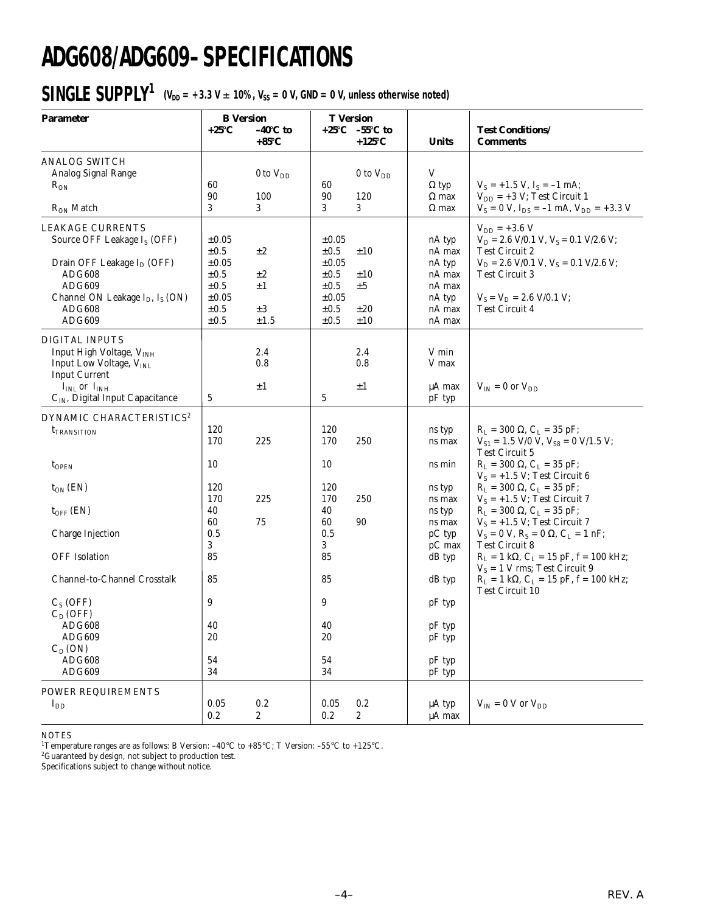# ADG608/ADG609–SPECIFICATIONS

## SINGLE SUPPLY[1] ($V_{DD}$ = +3.3 V ± 10%, $V_{SS}$ = 0 V, GND = 0 V, unless otherwise noted)

| Parameter | B Version +25°C | B Version –40°C to +85°C | T Version +25°C | T Version –55°C to +125°C | Units | Test Conditions/ Comments |
|---|---|---|---|---|---|---|
| **ANALOG SWITCH** | | | | | | |
| Analog Signal Range | | 0 to $V_{DD}$ | | 0 to $V_{DD}$ | V | |
| $R_{ON}$ | 60 | | 60 | | Ω typ | $V_S$ = +1.5 V, $I_S$ = –1 mA; |
| | 90 | 100 | 90 | 120 | Ω max | $V_{DD}$ = +3 V; Test Circuit 1 |
| $R_{ON}$ Match | 3 | 3 | 3 | 3 | Ω max | $V_S$ = 0 V, $I_{DS}$ = –1 mA, $V_{DD}$ = +3.3 V |
| **LEAKAGE CURRENTS** | | | | | | $V_{DD}$ = +3.6 V |
| Source OFF Leakage $I_S$ (OFF) | ±0.05 | | ±0.05 | | nA typ | $V_D$ = 2.6 V/0.1 V, $V_S$ = 0.1 V/2.6 V; |
| | ±0.5 | ±2 | ±0.5 | ±10 | nA max | Test Circuit 2 |
| Drain OFF Leakage $I_D$ (OFF) | ±0.05 | | ±0.05 | | nA typ | $V_D$ = 2.6 V/0.1 V, $V_S$ = 0.1 V/2.6 V; |
| ADG608 | ±0.5 | ±2 | ±0.5 | ±10 | nA max | Test Circuit 3 |
| ADG609 | ±0.5 | ±1 | ±0.5 | ±5 | nA max | |
| Channel ON Leakage $I_D$, $I_S$ (ON) | ±0.05 | | ±0.05 | | nA typ | $V_S$ = $V_D$ = 2.6 V/0.1 V; |
| ADG608 | ±0.5 | ±3 | ±0.5 | ±20 | nA max | Test Circuit 4 |
| ADG609 | ±0.5 | ±1.5 | ±0.5 | ±10 | nA max | |
| **DIGITAL INPUTS** | | | | | | |
| Input High Voltage, $V_{INH}$ | | 2.4 | | 2.4 | V min | |
| Input Low Voltage, $V_{INL}$ | | 0.8 | | 0.8 | V max | |
| Input Current | | | | | | |
| $I_{INL}$ or $I_{INH}$ | | ±1 | | ±1 | μA max | $V_{IN}$ = 0 or $V_{DD}$ |
| $C_{IN}$, Digital Input Capacitance | 5 | | 5 | | pF typ | |
| **DYNAMIC CHARACTERISTICS**[2] | | | | | | |
| $t_{TRANSITION}$ | 120 | | 120 | | ns typ | $R_L$ = 300 Ω, $C_L$ = 35 pF; |
| | 170 | 225 | 170 | 250 | ns max | $V_{S1}$ = 1.5 V/0 V, $V_{S8}$ = 0 V/1.5 V; Test Circuit 5 |
| $t_{OPEN}$ | 10 | | 10 | | ns min | $R_L$ = 300 Ω, $C_L$ = 35 pF; $V_S$ = +1.5 V; Test Circuit 6 |
| $t_{ON}$ (EN) | 120 | | 120 | | ns typ | $R_L$ = 300 Ω, $C_L$ = 35 pF; |
| | 170 | 225 | 170 | 250 | ns max | $V_S$ = +1.5 V; Test Circuit 7 |
| $t_{OFF}$ (EN) | 40 | | 40 | | ns typ | $R_L$ = 300 Ω, $C_L$ = 35 pF; |
| | 60 | 75 | 60 | 90 | ns max | $V_S$ = +1.5 V; Test Circuit 7 |
| Charge Injection | 0.5 | | 0.5 | | pC typ | $V_S$ = 0 V, $R_S$ = 0 Ω, $C_L$ = 1 nF; |
| | 3 | | 3 | | pC max | Test Circuit 8 |
| OFF Isolation | 85 | | 85 | | dB typ | $R_L$ = 1 kΩ, $C_L$ = 15 pF, f = 100 kHz; $V_S$ = 1 V rms; Test Circuit 9 |
| Channel-to-Channel Crosstalk | 85 | | 85 | | dB typ | $R_L$ = 1 kΩ, $C_L$ = 15 pF, f = 100 kHz; Test Circuit 10 |
| $C_S$ (OFF) | 9 | | 9 | | pF typ | |
| $C_D$ (OFF) | | | | | | |
| ADG608 | 40 | | 40 | | pF typ | |
| ADG609 | 20 | | 20 | | pF typ | |
| $C_D$ (ON) | | | | | | |
| ADG608 | 54 | | 54 | | pF typ | |
| ADG609 | 34 | | 34 | | pF typ | |
| **POWER REQUIREMENTS** | | | | | | |
| $I_{DD}$ | 0.05 | 0.2 | 0.05 | 0.2 | μA typ | $V_{IN}$ = 0 V or $V_{DD}$ |
| | 0.2 | 2 | 0.2 | 2 | μA max | |

NOTES

[1] Temperature ranges are as follows: B Version: –40°C to +85°C; T Version: –55°C to +125°C.

[2] Guaranteed by design, not subject to production test.

Specifications subject to change without notice.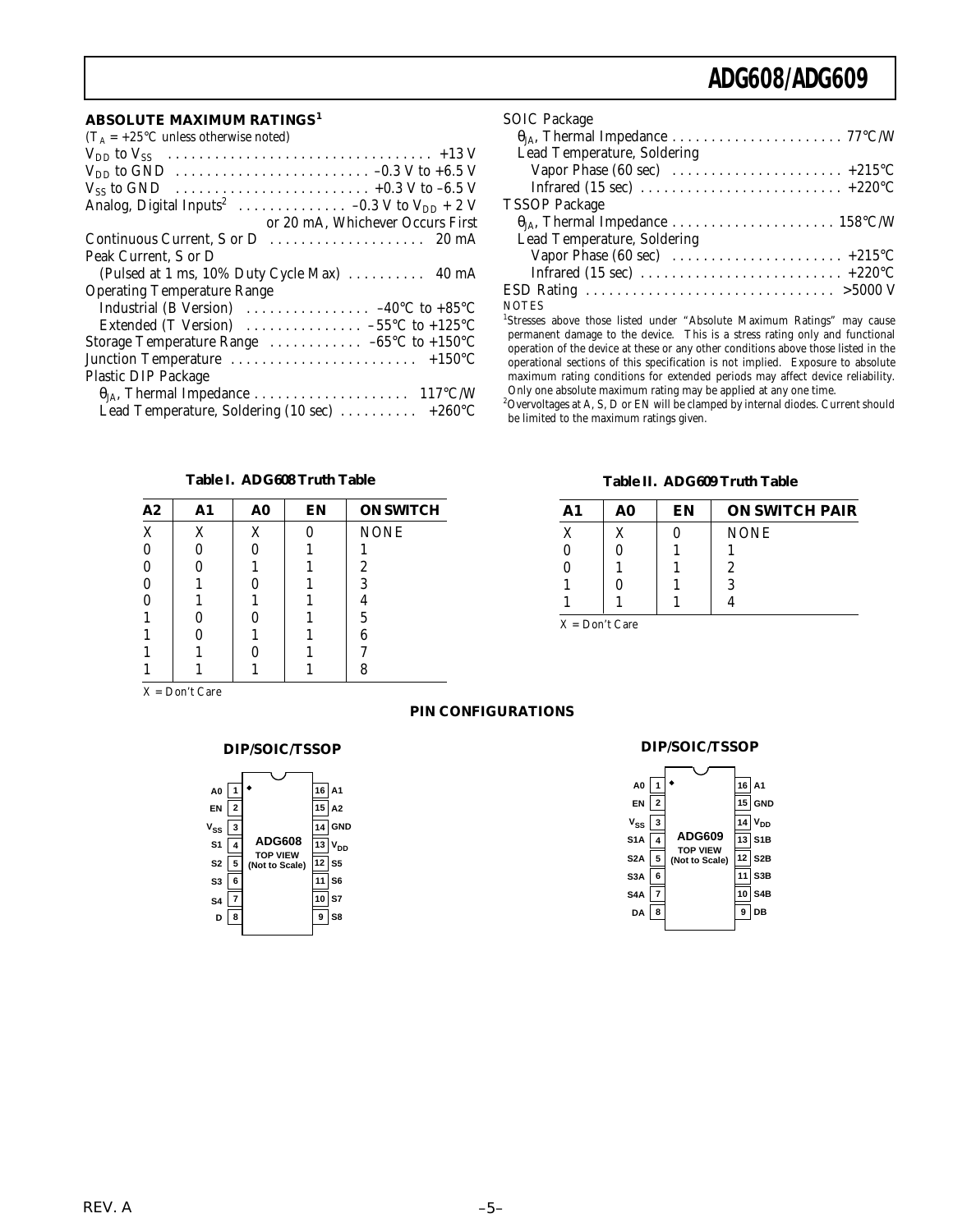## ABSOLUTE MAXIMUM RATINGS[1]

($T_A$ = +25°C unless otherwise noted)

$V_{DD}$ to $V_{SS}$ . . . . . . . . . . +13 V
$V_{DD}$ to GND . . . . . . . . . . –0.3 V to +6.5 V
$V_{SS}$ to GND . . . . . . . . . . +0.3 V to –6.5 V
Analog, Digital Inputs[2] . . . . . . . . . . –0.3 V to $V_{DD}$ + 2 V or 20 mA, Whichever Occurs First
Continuous Current, S or D . . . . . . . . . . 20 mA
Peak Current, S or D
  (Pulsed at 1 ms, 10% Duty Cycle Max) . . . . . . . . . . 40 mA
Operating Temperature Range
  Industrial (B Version) . . . . . . . . . . –40°C to +85°C
  Extended (T Version) . . . . . . . . . . –55°C to +125°C
Storage Temperature Range . . . . . . . . . . –65°C to +150°C
Junction Temperature . . . . . . . . . . +150°C
Plastic DIP Package
  $\theta_{JA}$, Thermal Impedance . . . . . . . . . . 117°C/W
  Lead Temperature, Soldering (10 sec) . . . . . . . . . . +260°C
SOIC Package
  $\theta_{JA}$, Thermal Impedance . . . . . . . . . . 77°C/W
  Lead Temperature, Soldering
    Vapor Phase (60 sec) . . . . . . . . . . +215°C
    Infrared (15 sec) . . . . . . . . . . +220°C
TSSOP Package
  $\theta_{JA}$, Thermal Impedance . . . . . . . . . . 158°C/W
  Lead Temperature, Soldering
    Vapor Phase (60 sec) . . . . . . . . . . +215°C
    Infrared (15 sec) . . . . . . . . . . +220°C
ESD Rating . . . . . . . . . . >5000 V

NOTES

[1]Stresses above those listed under "Absolute Maximum Ratings" may cause permanent damage to the device. This is a stress rating only and functional operation of the device at these or any other conditions above those listed in the operational sections of this specification is not implied. Exposure to absolute maximum rating conditions for extended periods may affect device reliability. Only one absolute maximum rating may be applied at any one time.

[2]Overvoltages at A, S, D or EN will be clamped by internal diodes. Current should be limited to the maximum ratings given.

**Table I. ADG608 Truth Table**

| A2 | A1 | A0 | EN | ON SWITCH |
|---|---|---|---|---|
| X | X | X | 0 | NONE |
| 0 | 0 | 0 | 1 | 1 |
| 0 | 0 | 1 | 1 | 2 |
| 0 | 1 | 0 | 1 | 3 |
| 0 | 1 | 1 | 1 | 4 |
| 1 | 0 | 0 | 1 | 5 |
| 1 | 0 | 1 | 1 | 6 |
| 1 | 1 | 0 | 1 | 7 |
| 1 | 1 | 1 | 1 | 8 |

X = Don't Care

**Table II. ADG609 Truth Table**

| A1 | A0 | EN | ON SWITCH PAIR |
|---|---|---|---|
| X | X | 0 | NONE |
| 0 | 0 | 1 | 1 |
| 0 | 1 | 1 | 2 |
| 1 | 0 | 1 | 3 |
| 1 | 1 | 1 | 4 |

X = Don't Care

## PIN CONFIGURATIONS

**DIP/SOIC/TSSOP** — ADG608 TOP VIEW (Not to Scale)

| Pin | Name | Pin | Name |
|---|---|---|---|
| 1 | A0 | 16 | A1 |
| 2 | EN | 15 | A2 |
| 3 | $V_{SS}$ | 14 | GND |
| 4 | S1 | 13 | $V_{DD}$ |
| 5 | S2 | 12 | S5 |
| 6 | S3 | 11 | S6 |
| 7 | S4 | 10 | S7 |
| 8 | D | 9 | S8 |

**DIP/SOIC/TSSOP** — ADG609 TOP VIEW (Not to Scale)

| Pin | Name | Pin | Name |
|---|---|---|---|
| 1 | A0 | 16 | A1 |
| 2 | EN | 15 | GND |
| 3 | $V_{SS}$ | 14 | $V_{DD}$ |
| 4 | S1A | 13 | S1B |
| 5 | S2A | 12 | S2B |
| 6 | S3A | 11 | S3B |
| 7 | S4A | 10 | S4B |
| 8 | DA | 9 | DB |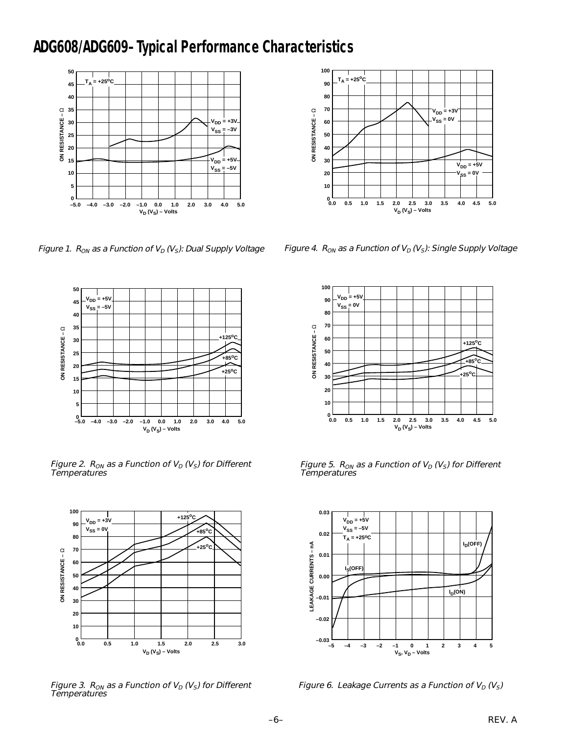# ADG608/ADG609–Typical Performance Characteristics

*Figure 1. $R_{ON}$ as a Function of $V_D$ ($V_S$): Dual Supply Voltage*

*Figure 4. $R_{ON}$ as a Function of $V_D$ ($V_S$): Single Supply Voltage*

*Figure 2. $R_{ON}$ as a Function of $V_D$ ($V_S$) for Different Temperatures*

*Figure 5. $R_{ON}$ as a Function of $V_D$ ($V_S$) for Different Temperatures*

*Figure 3. $R_{ON}$ as a Function of $V_D$ ($V_S$) for Different Temperatures*

*Figure 6. Leakage Currents as a Function of $V_D$ ($V_S$)*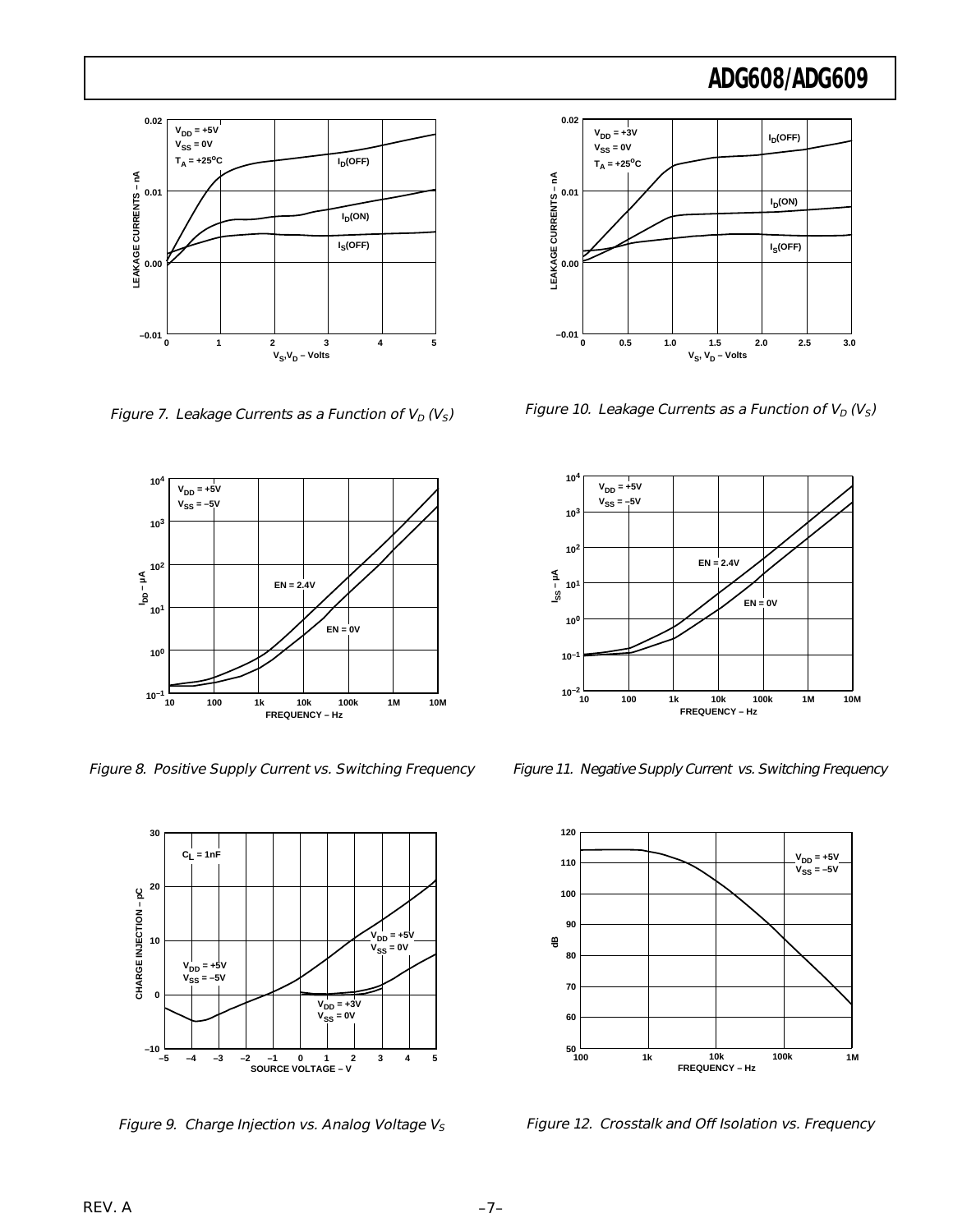Figure 7. Leakage Currents as a Function of $V_D$ ($V_S$)

Figure 10. Leakage Currents as a Function of $V_D$ ($V_S$)

Figure 8. Positive Supply Current vs. Switching Frequency

Figure 11. Negative Supply Current vs. Switching Frequency

Figure 9. Charge Injection vs. Analog Voltage $V_S$

Figure 12. Crosstalk and Off Isolation vs. Frequency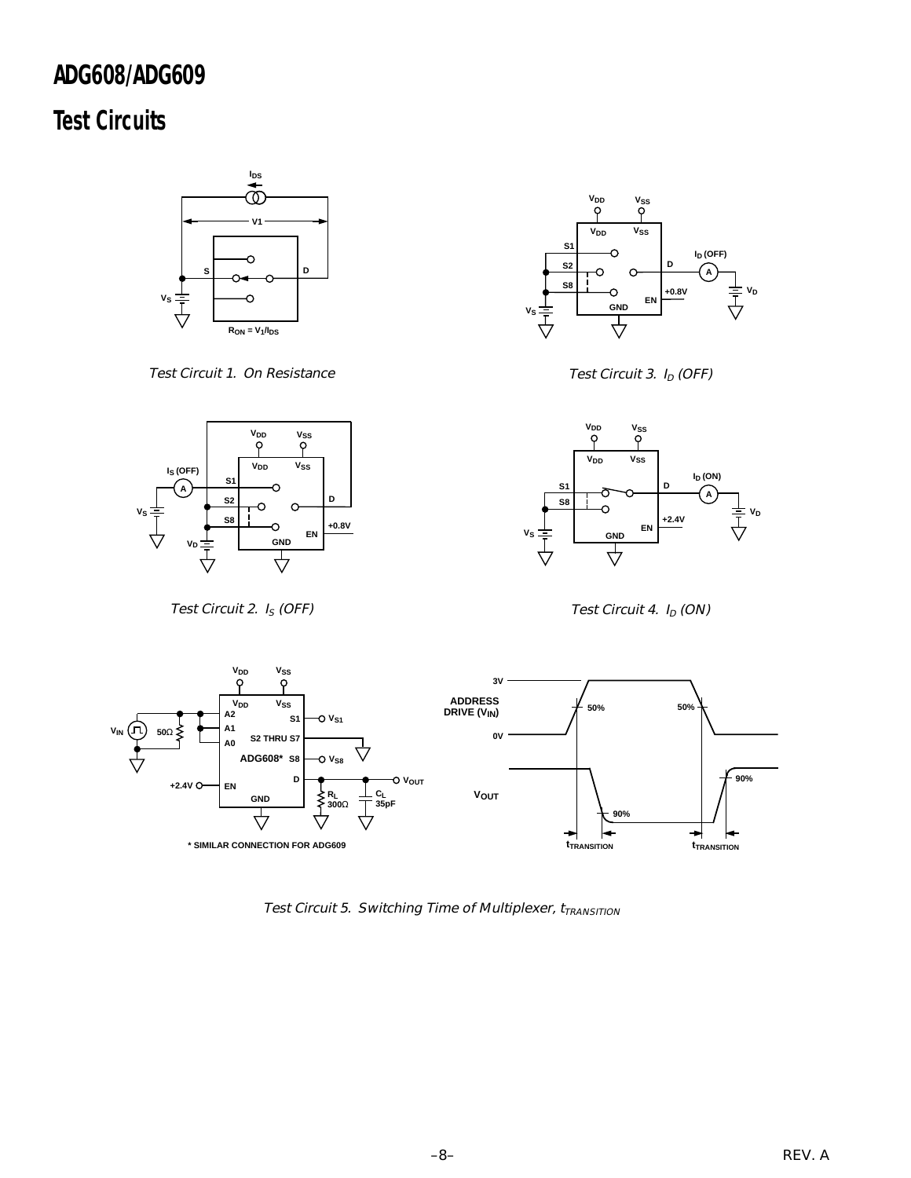## Test Circuits

*Test Circuit 1. On Resistance*

*Test Circuit 3. $I_D$ (OFF)*

*Test Circuit 2. $I_S$ (OFF)*

*Test Circuit 4. $I_D$ (ON)*

*Test Circuit 5. Switching Time of Multiplexer, $t_{TRANSITION}$*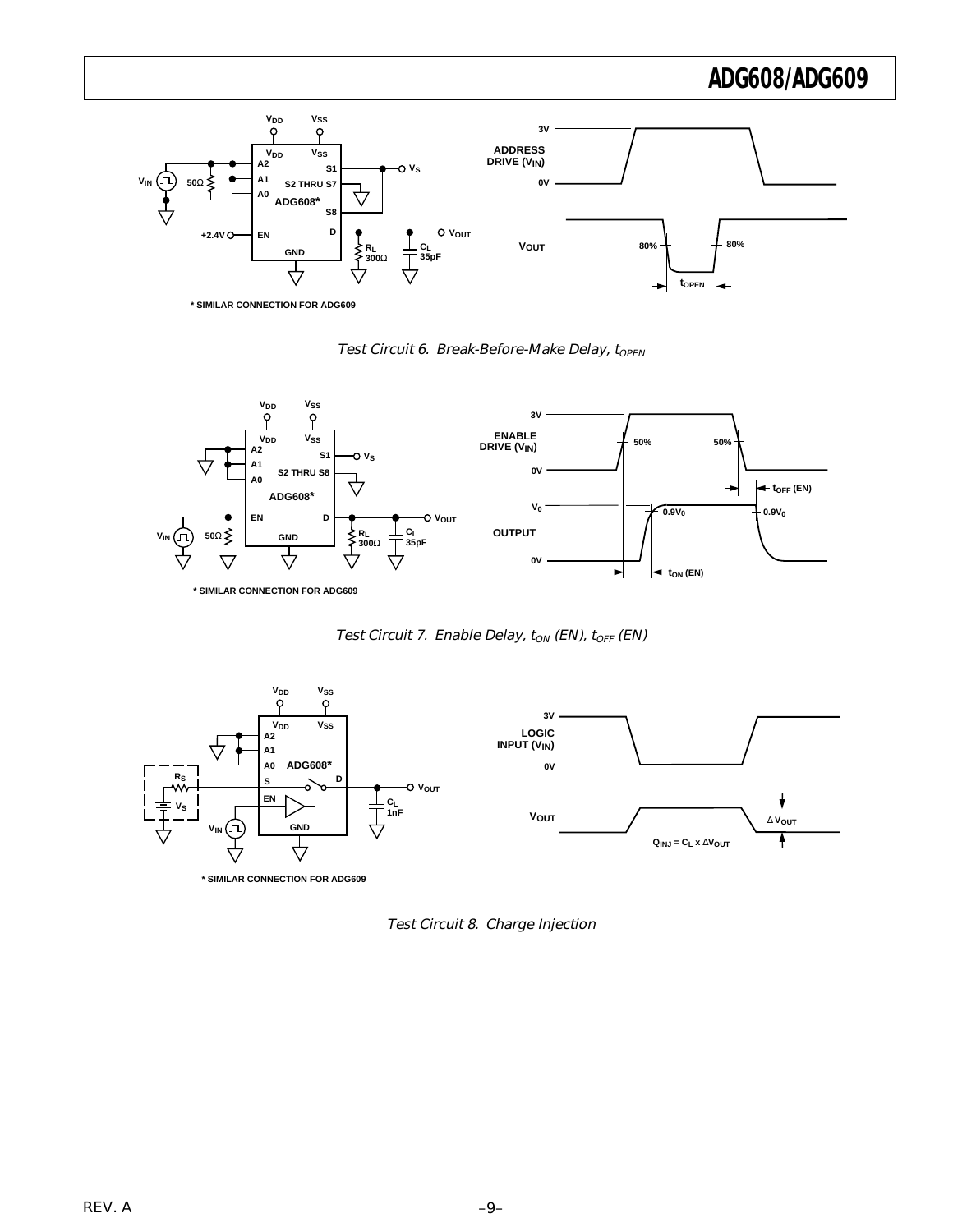$V_{DD}$ $V_{SS}$

$V_{DD}$ $V_{SS}$

A2 S1 $V_S$

$V_{IN}$ 50Ω A1 S2 THRU S7

A0 ADG608*

S8

+2.4V EN D $V_{OUT}$

GND $R_L$ 300Ω $C_L$ 35pF

* SIMILAR CONNECTION FOR ADG609

3V

ADDRESS DRIVE ($V_{IN}$)

0V

$V_{OUT}$ 80% 80%

$t_{OPEN}$

*Test Circuit 6. Break-Before-Make Delay, $t_{OPEN}$*

$V_{DD}$ $V_{SS}$

$V_{DD}$ $V_{SS}$

A2 S1 $V_S$

A1 S2 THRU S8

A0

ADG608*

EN D $V_{OUT}$

$V_{IN}$ 50Ω GND $R_L$ 300Ω $C_L$ 35pF

* SIMILAR CONNECTION FOR ADG609

3V

ENABLE DRIVE ($V_{IN}$) 50% 50%

0V

$t_{OFF}$ (EN)

$V_0$ $0.9V_0$ $0.9V_0$

OUTPUT

0V

$t_{ON}$ (EN)

*Test Circuit 7. Enable Delay, $t_{ON}$ (EN), $t_{OFF}$ (EN)*

$V_{DD}$ $V_{SS}$

$V_{DD}$ $V_{SS}$

A2

A1

A0 ADG608*

$R_S$ S D $V_{OUT}$

$V_S$ EN $C_L$ 1nF

$V_{IN}$ GND

* SIMILAR CONNECTION FOR ADG609

3V

LOGIC INPUT ($V_{IN}$)

0V

$V_{OUT}$ $\Delta V_{OUT}$

$Q_{INJ} = C_L \times \Delta V_{OUT}$

*Test Circuit 8. Charge Injection*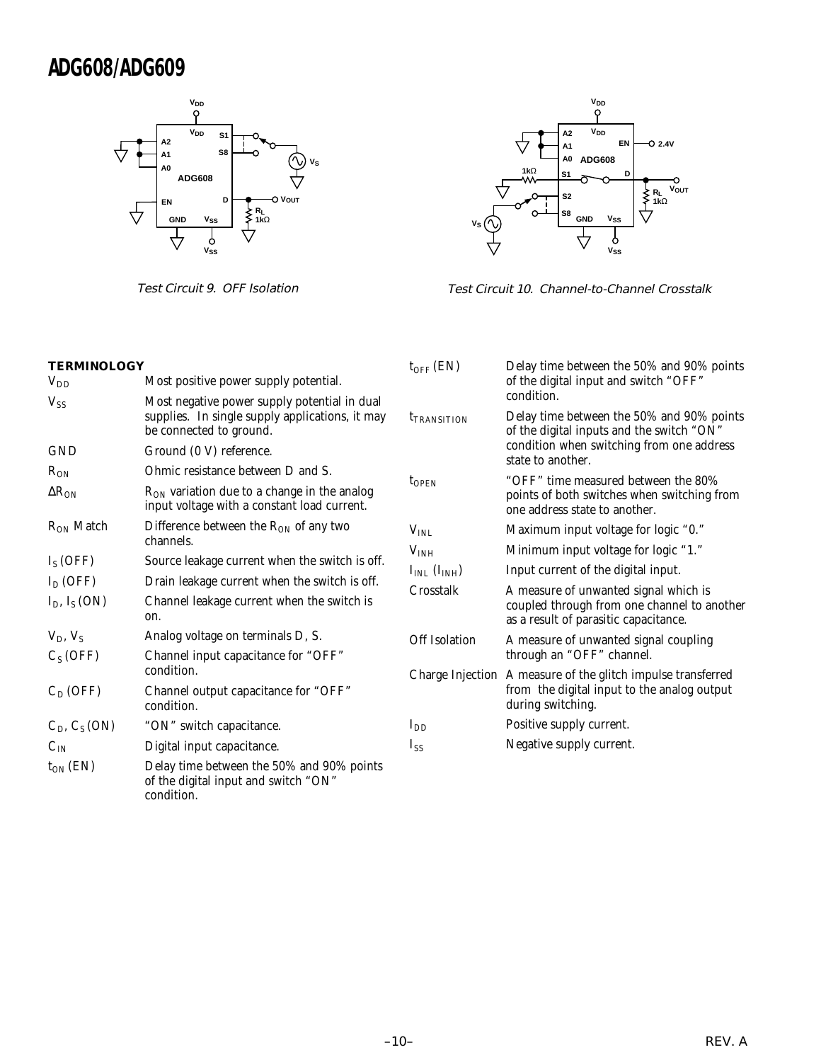Test Circuit 9. OFF Isolation

Test Circuit 10. Channel-to-Channel Crosstalk

## TERMINOLOGY

| | |
|---|---|
| $V_{DD}$ | Most positive power supply potential. |
| $V_{SS}$ | Most negative power supply potential in dual supplies. In single supply applications, it may be connected to ground. |
| GND | Ground (0 V) reference. |
| $R_{ON}$ | Ohmic resistance between D and S. |
| $\Delta R_{ON}$ | $R_{ON}$ variation due to a change in the analog input voltage with a constant load current. |
| $R_{ON}$ Match | Difference between the $R_{ON}$ of any two channels. |
| $I_S$ (OFF) | Source leakage current when the switch is off. |
| $I_D$ (OFF) | Drain leakage current when the switch is off. |
| $I_D$, $I_S$ (ON) | Channel leakage current when the switch is on. |
| $V_D$, $V_S$ | Analog voltage on terminals D, S. |
| $C_S$ (OFF) | Channel input capacitance for "OFF" condition. |
| $C_D$ (OFF) | Channel output capacitance for "OFF" condition. |
| $C_D$, $C_S$ (ON) | "ON" switch capacitance. |
| $C_{IN}$ | Digital input capacitance. |
| $t_{ON}$ (EN) | Delay time between the 50% and 90% points of the digital input and switch "ON" condition. |
| $t_{OFF}$ (EN) | Delay time between the 50% and 90% points of the digital input and switch "OFF" condition. |
| $t_{TRANSITION}$ | Delay time between the 50% and 90% points of the digital inputs and the switch "ON" condition when switching from one address state to another. |
| $t_{OPEN}$ | "OFF" time measured between the 80% points of both switches when switching from one address state to another. |
| $V_{INL}$ | Maximum input voltage for logic "0." |
| $V_{INH}$ | Minimum input voltage for logic "1." |
| $I_{INL}$ ($I_{INH}$) | Input current of the digital input. |
| Crosstalk | A measure of unwanted signal which is coupled through from one channel to another as a result of parasitic capacitance. |
| Off Isolation | A measure of unwanted signal coupling through an "OFF" channel. |
| Charge Injection | A measure of the glitch impulse transferred from the digital input to the analog output during switching. |
| $I_{DD}$ | Positive supply current. |
| $I_{SS}$ | Negative supply current. |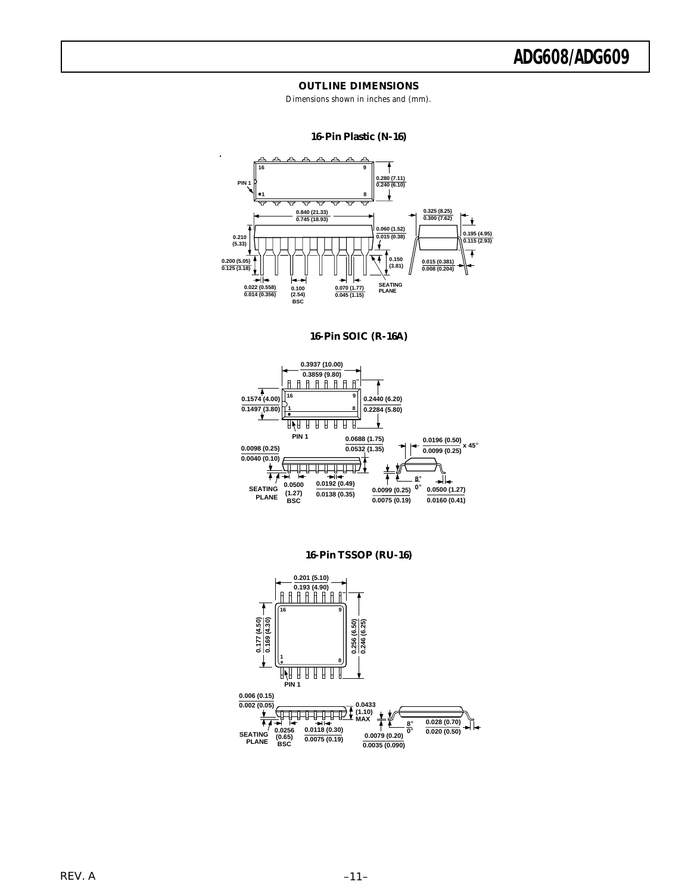## OUTLINE DIMENSIONS

*Dimensions shown in inches and (mm).*

### 16-Pin Plastic (N-16)

16 9
PIN 1
1 8
0.280 (7.11)
0.240 (6.10)
0.840 (21.33)
0.745 (18.93)
0.325 (8.25)
0.300 (7.62)
0.060 (1.52)
0.015 (0.38)
0.195 (4.95)
0.115 (2.93)
0.210 (5.33)
0.200 (5.05)
0.125 (3.18)
0.150 (3.81)
0.015 (0.381)
0.008 (0.204)
0.022 (0.558)
0.014 (0.356)
0.100 (2.54) BSC
0.070 (1.77)
0.045 (1.15)
SEATING PLANE

### 16-Pin SOIC (R-16A)

0.3937 (10.00)
0.3859 (9.80)
16 9
0.1574 (4.00)
0.1497 (3.80)
1 8
0.2440 (6.20)
0.2284 (5.80)
PIN 1
0.0688 (1.75)
0.0532 (1.35)
0.0196 (0.50)
0.0099 (0.25) x 45°
0.0098 (0.25)
0.0040 (0.10)
8°
0°
SEATING PLANE
0.0500 (1.27) BSC
0.0192 (0.49)
0.0138 (0.35)
0.0099 (0.25)
0.0075 (0.19)
0.0500 (1.27)
0.0160 (0.41)

### 16-Pin TSSOP (RU-16)

0.201 (5.10)
0.193 (4.90)
16 9
0.177 (4.50)
0.169 (4.30)
0.256 (6.50)
0.246 (6.25)
1 8
PIN 1
0.006 (0.15)
0.002 (0.05)
0.0433 (1.10) MAX
SEATING PLANE
0.0256 (0.65) BSC
0.0118 (0.30)
0.0075 (0.19)
8°
0°
0.0079 (0.20)
0.0035 (0.090)
0.028 (0.70)
0.020 (0.50)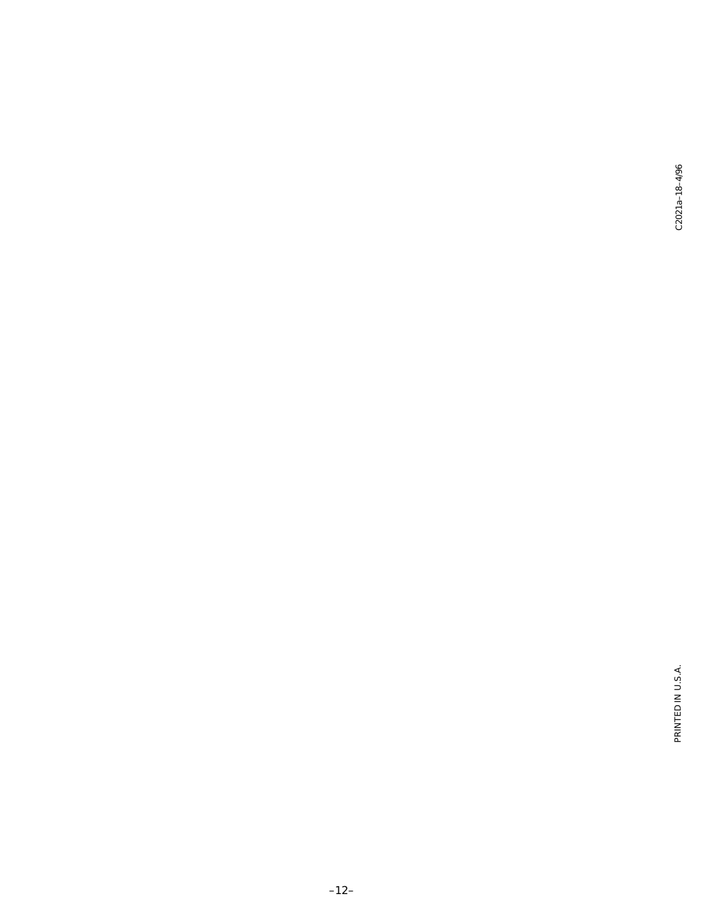C2021a–18–4/96

PRINTED IN U.S.A.